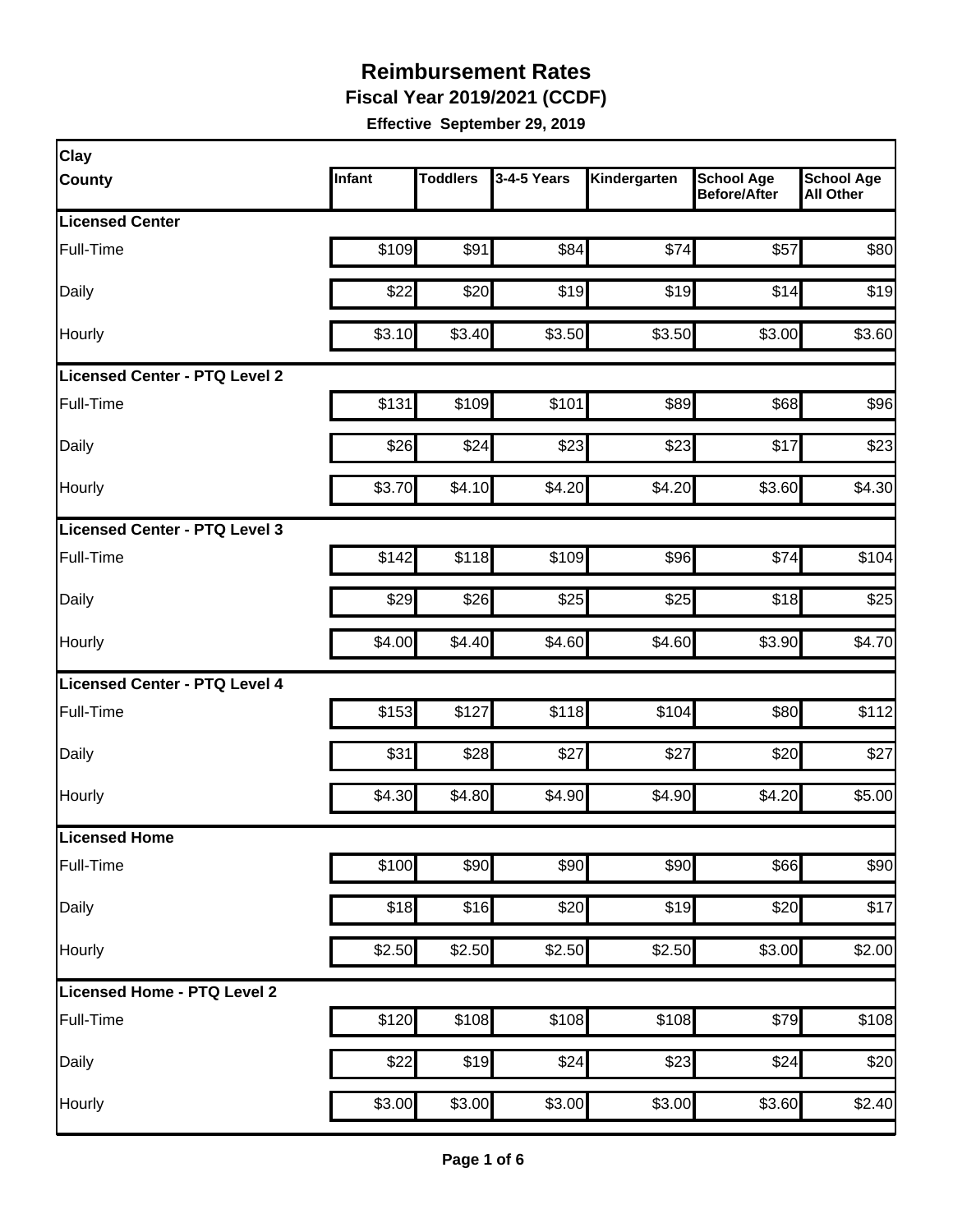# Reimbursement Rates

**Fiscal Year 2019/2021 (CCDF)**

**Effective September 29, 2019**

| Clay County | Infant | Toddlers | 3-4-5 Years | Kindergarten | School Age Before/After | School Age All Other |
|---|---|---|---|---|---|---|
| **Licensed Center** | | | | | | |
| Full-Time | $109 | $91 | $84 | $74 | $57 | $80 |
| Daily | $22 | $20 | $19 | $19 | $14 | $19 |
| Hourly | $3.10 | $3.40 | $3.50 | $3.50 | $3.00 | $3.60 |
| **Licensed Center - PTQ Level 2** | | | | | | |
| Full-Time | $131 | $109 | $101 | $89 | $68 | $96 |
| Daily | $26 | $24 | $23 | $23 | $17 | $23 |
| Hourly | $3.70 | $4.10 | $4.20 | $4.20 | $3.60 | $4.30 |
| **Licensed Center - PTQ Level 3** | | | | | | |
| Full-Time | $142 | $118 | $109 | $96 | $74 | $104 |
| Daily | $29 | $26 | $25 | $25 | $18 | $25 |
| Hourly | $4.00 | $4.40 | $4.60 | $4.60 | $3.90 | $4.70 |
| **Licensed Center - PTQ Level 4** | | | | | | |
| Full-Time | $153 | $127 | $118 | $104 | $80 | $112 |
| Daily | $31 | $28 | $27 | $27 | $20 | $27 |
| Hourly | $4.30 | $4.80 | $4.90 | $4.90 | $4.20 | $5.00 |
| **Licensed Home** | | | | | | |
| Full-Time | $100 | $90 | $90 | $90 | $66 | $90 |
| Daily | $18 | $16 | $20 | $19 | $20 | $17 |
| Hourly | $2.50 | $2.50 | $2.50 | $2.50 | $3.00 | $2.00 |
| **Licensed Home - PTQ Level 2** | | | | | | |
| Full-Time | $120 | $108 | $108 | $108 | $79 | $108 |
| Daily | $22 | $19 | $24 | $23 | $24 | $20 |
| Hourly | $3.00 | $3.00 | $3.00 | $3.00 | $3.60 | $2.40 |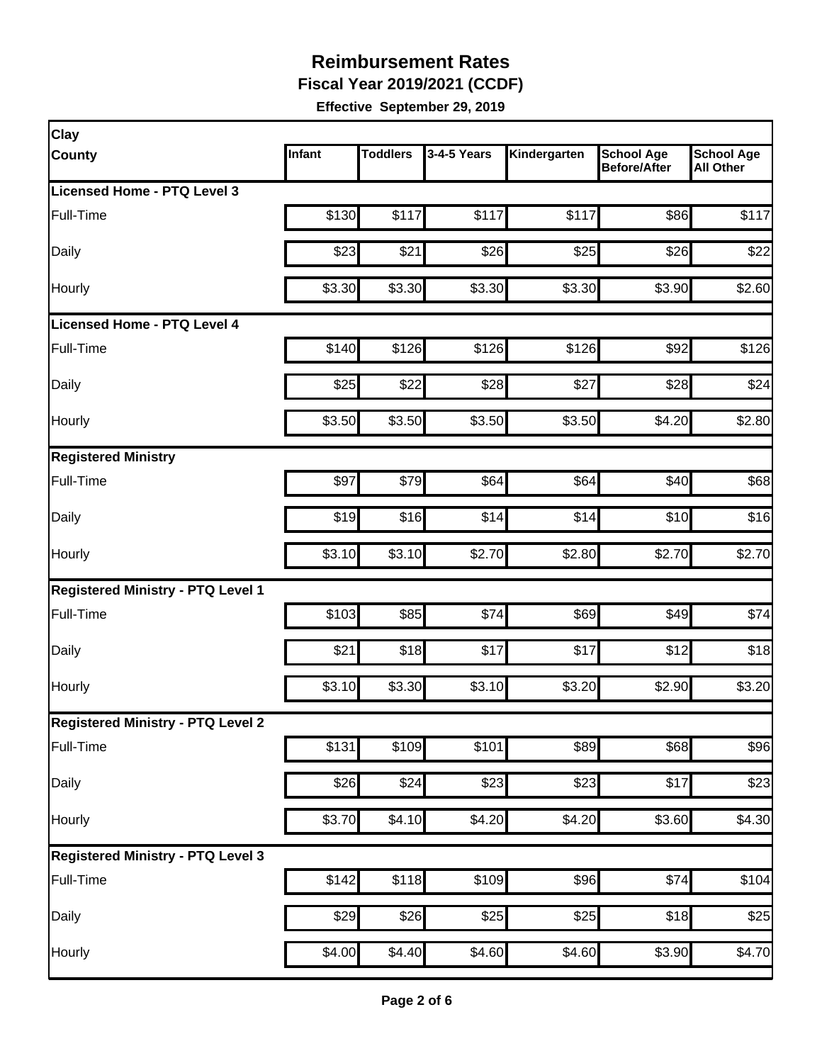# Reimbursement Rates

**Fiscal Year 2019/2021 (CCDF)**

**Effective September 29, 2019**

| Clay County | Infant | Toddlers | 3-4-5 Years | Kindergarten | School Age Before/After | School Age All Other |
|---|---|---|---|---|---|---|
| **Licensed Home - PTQ Level 3** | | | | | | |
| Full-Time | $130 | $117 | $117 | $117 | $86 | $117 |
| Daily | $23 | $21 | $26 | $25 | $26 | $22 |
| Hourly | $3.30 | $3.30 | $3.30 | $3.30 | $3.90 | $2.60 |
| **Licensed Home - PTQ Level 4** | | | | | | |
| Full-Time | $140 | $126 | $126 | $126 | $92 | $126 |
| Daily | $25 | $22 | $28 | $27 | $28 | $24 |
| Hourly | $3.50 | $3.50 | $3.50 | $3.50 | $4.20 | $2.80 |
| **Registered Ministry** | | | | | | |
| Full-Time | $97 | $79 | $64 | $64 | $40 | $68 |
| Daily | $19 | $16 | $14 | $14 | $10 | $16 |
| Hourly | $3.10 | $3.10 | $2.70 | $2.80 | $2.70 | $2.70 |
| **Registered Ministry - PTQ Level 1** | | | | | | |
| Full-Time | $103 | $85 | $74 | $69 | $49 | $74 |
| Daily | $21 | $18 | $17 | $17 | $12 | $18 |
| Hourly | $3.10 | $3.30 | $3.10 | $3.20 | $2.90 | $3.20 |
| **Registered Ministry - PTQ Level 2** | | | | | | |
| Full-Time | $131 | $109 | $101 | $89 | $68 | $96 |
| Daily | $26 | $24 | $23 | $23 | $17 | $23 |
| Hourly | $3.70 | $4.10 | $4.20 | $4.20 | $3.60 | $4.30 |
| **Registered Ministry - PTQ Level 3** | | | | | | |
| Full-Time | $142 | $118 | $109 | $96 | $74 | $104 |
| Daily | $29 | $26 | $25 | $25 | $18 | $25 |
| Hourly | $4.00 | $4.40 | $4.60 | $4.60 | $3.90 | $4.70 |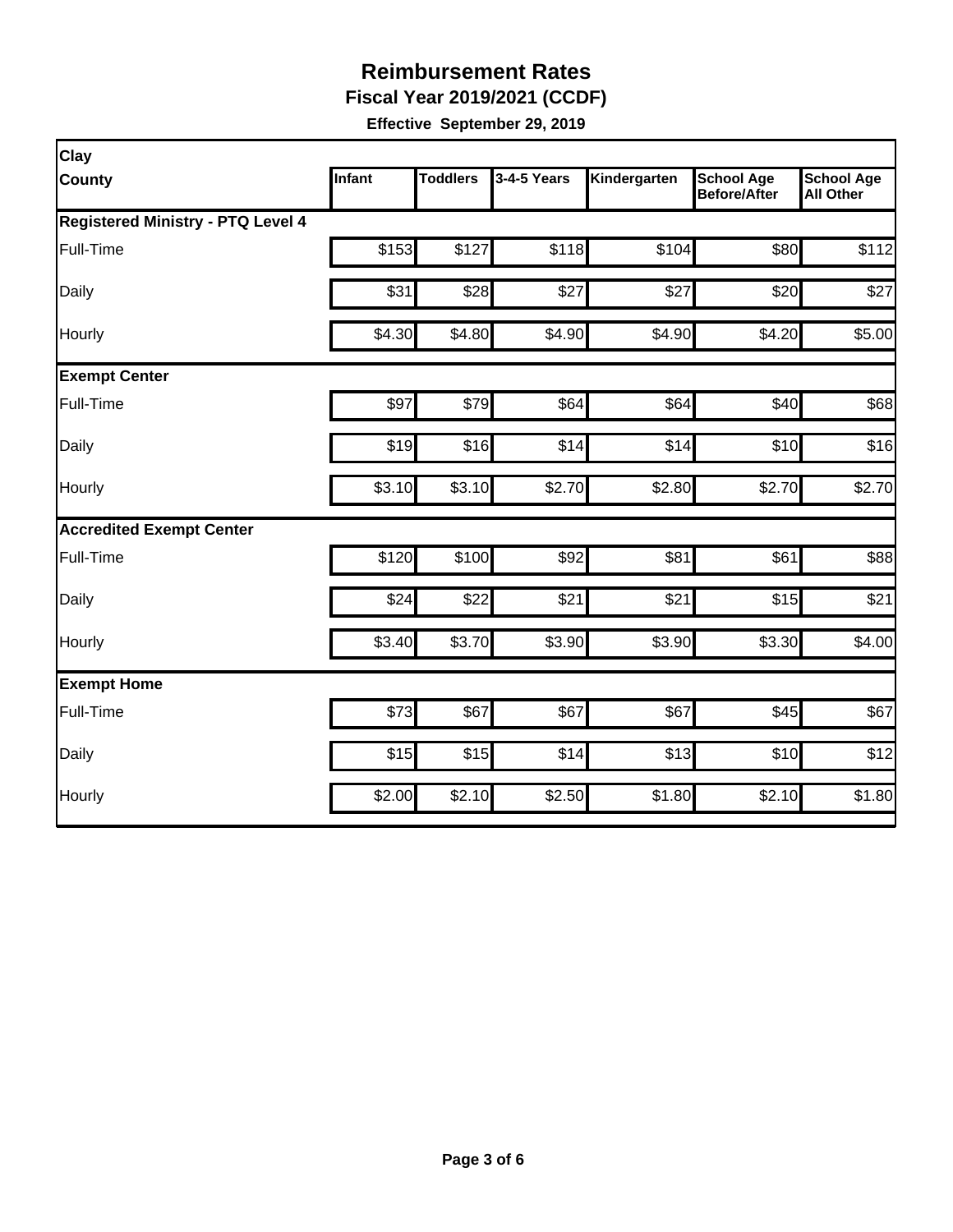# Reimbursement Rates

**Fiscal Year 2019/2021 (CCDF)**

**Effective September 29, 2019**

| Clay County | Infant | Toddlers | 3-4-5 Years | Kindergarten | School Age Before/After | School Age All Other |
|---|---|---|---|---|---|---|
| **Registered Ministry - PTQ Level 4** | | | | | | |
| Full-Time | $153 | $127 | $118 | $104 | $80 | $112 |
| Daily | $31 | $28 | $27 | $27 | $20 | $27 |
| Hourly | $4.30 | $4.80 | $4.90 | $4.90 | $4.20 | $5.00 |
| **Exempt Center** | | | | | | |
| Full-Time | $97 | $79 | $64 | $64 | $40 | $68 |
| Daily | $19 | $16 | $14 | $14 | $10 | $16 |
| Hourly | $3.10 | $3.10 | $2.70 | $2.80 | $2.70 | $2.70 |
| **Accredited Exempt Center** | | | | | | |
| Full-Time | $120 | $100 | $92 | $81 | $61 | $88 |
| Daily | $24 | $22 | $21 | $21 | $15 | $21 |
| Hourly | $3.40 | $3.70 | $3.90 | $3.90 | $3.30 | $4.00 |
| **Exempt Home** | | | | | | |
| Full-Time | $73 | $67 | $67 | $67 | $45 | $67 |
| Daily | $15 | $15 | $14 | $13 | $10 | $12 |
| Hourly | $2.00 | $2.10 | $2.50 | $1.80 | $2.10 | $1.80 |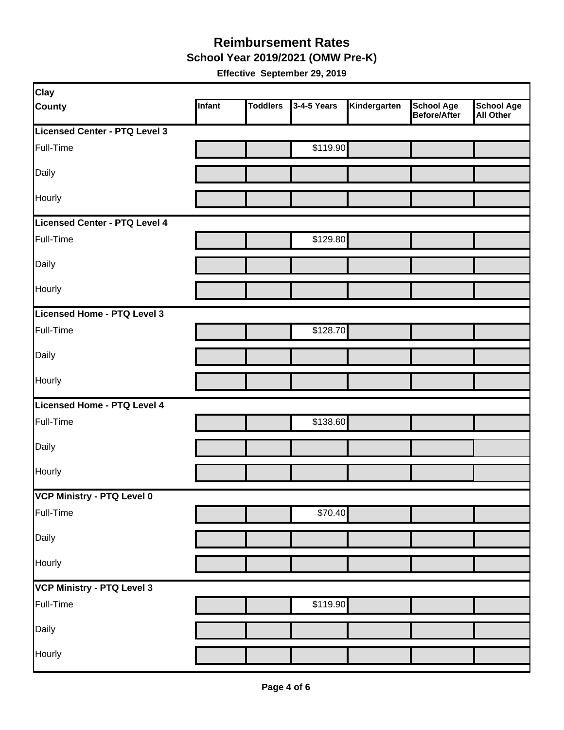# Reimbursement Rates

## School Year 2019/2021 (OMW Pre-K)

**Effective September 29, 2019**

| Clay County | Infant | Toddlers | 3-4-5 Years | Kindergarten | School Age Before/After | School Age All Other |
|---|---|---|---|---|---|---|
| **Licensed Center - PTQ Level 3** | | | | | | |
| Full-Time | | | $119.90 | | | |
| Daily | | | | | | |
| Hourly | | | | | | |
| **Licensed Center - PTQ Level 4** | | | | | | |
| Full-Time | | | $129.80 | | | |
| Daily | | | | | | |
| Hourly | | | | | | |
| **Licensed Home - PTQ Level 3** | | | | | | |
| Full-Time | | | $128.70 | | | |
| Daily | | | | | | |
| Hourly | | | | | | |
| **Licensed Home - PTQ Level 4** | | | | | | |
| Full-Time | | | $138.60 | | | |
| Daily | | | | | | |
| Hourly | | | | | | |
| **VCP Ministry - PTQ Level 0** | | | | | | |
| Full-Time | | | $70.40 | | | |
| Daily | | | | | | |
| Hourly | | | | | | |
| **VCP Ministry - PTQ Level 3** | | | | | | |
| Full-Time | | | $119.90 | | | |
| Daily | | | | | | |
| Hourly | | | | | | |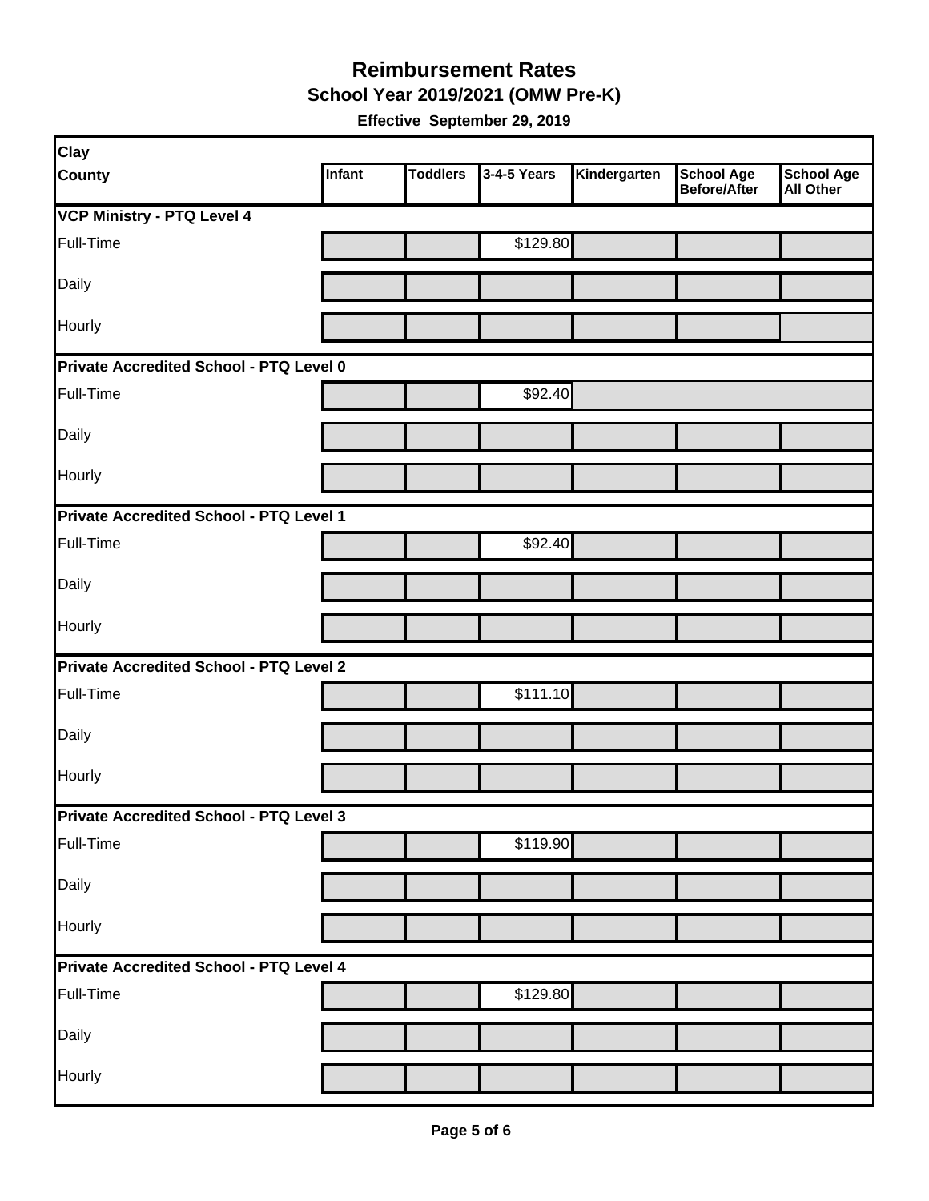# Reimbursement Rates

## School Year 2019/2021 (OMW Pre-K)

**Effective September 29, 2019**

| Clay County | Infant | Toddlers | 3-4-5 Years | Kindergarten | School Age Before/After | School Age All Other |
|---|---|---|---|---|---|---|
| **VCP Ministry - PTQ Level 4** | | | | | | |
| Full-Time | | | $129.80 | | | |
| Daily | | | | | | |
| Hourly | | | | | | |
| **Private Accredited School - PTQ Level 0** | | | | | | |
| Full-Time | | | $92.40 | | | |
| Daily | | | | | | |
| Hourly | | | | | | |
| **Private Accredited School - PTQ Level 1** | | | | | | |
| Full-Time | | | $92.40 | | | |
| Daily | | | | | | |
| Hourly | | | | | | |
| **Private Accredited School - PTQ Level 2** | | | | | | |
| Full-Time | | | $111.10 | | | |
| Daily | | | | | | |
| Hourly | | | | | | |
| **Private Accredited School - PTQ Level 3** | | | | | | |
| Full-Time | | | $119.90 | | | |
| Daily | | | | | | |
| Hourly | | | | | | |
| **Private Accredited School - PTQ Level 4** | | | | | | |
| Full-Time | | | $129.80 | | | |
| Daily | | | | | | |
| Hourly | | | | | | |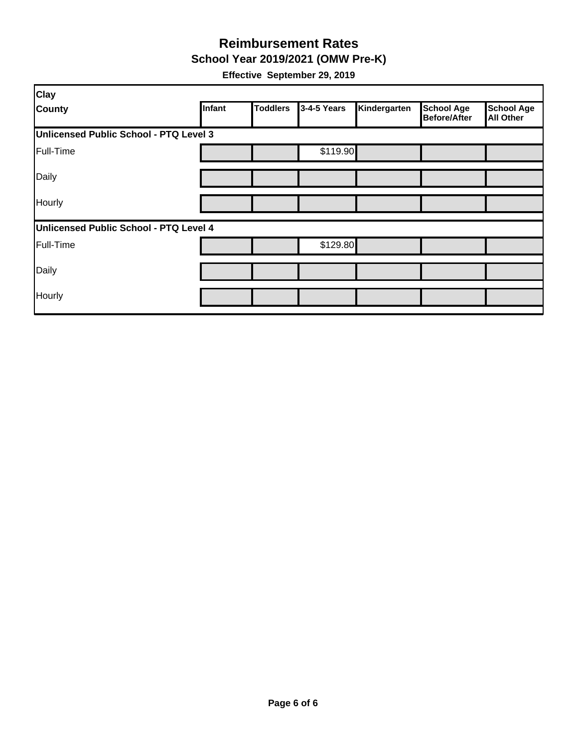# Reimbursement Rates

## School Year 2019/2021 (OMW Pre-K)

**Effective September 29, 2019**

| Clay County | Infant | Toddlers | 3-4-5 Years | Kindergarten | School Age Before/After | School Age All Other |
|---|---|---|---|---|---|---|
| **Unlicensed Public School - PTQ Level 3** | | | | | | |
| Full-Time | | | $119.90 | | | |
| Daily | | | | | | |
| Hourly | | | | | | |
| **Unlicensed Public School - PTQ Level 4** | | | | | | |
| Full-Time | | | $129.80 | | | |
| Daily | | | | | | |
| Hourly | | | | | | |